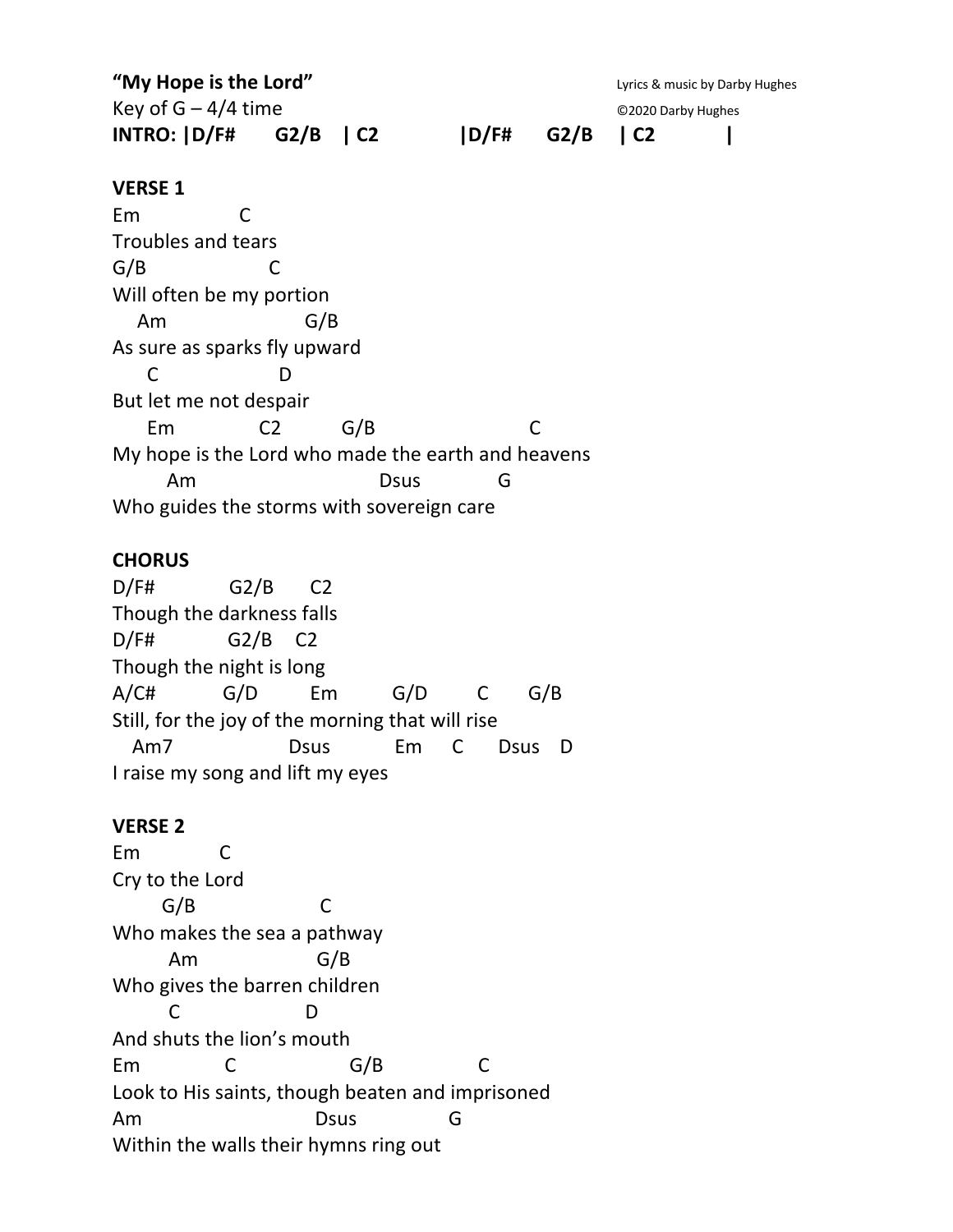**"My Hope is the Lord"** Lyrics & music by Darby Hughes

Key of G – 4/4 time ©2020 Darby Hughes

**INTRO: |D/F# G2/B | C2 |D/F# G2/B | C2 |**

**VERSE 1**

```
Em              C
Troubles and tears
G/B                 C
Will often be my portion
   Am                  G/B
As sure as sparks fly upward
     C              D
But let me not despair
      Em            C2         G/B                    C
My hope is the Lord who made the earth and heavens
        Am                          Dsus           G
Who guides the storms with sovereign care
```

**CHORUS**

```
D/F#           G2/B      C2
Though the darkness falls
D/F#           G2/B    C2
Though the night is long
A/C#          G/D        Em         G/D        C       G/B
Still, for the joy of the morning that will rise
   Am7                  Dsus          Em      C      Dsus    D
I raise my song and lift my eyes
```

**VERSE 2**

```
Em           C
Cry to the Lord
       G/B                   C
Who makes the sea a pathway
        Am                  G/B
Who gives the barren children
        C                  D
And shuts the lion's mouth
Em             C                  G/B              C
Look to His saints, though beaten and imprisoned
Am                          Dsus               G
Within the walls their hymns ring out
```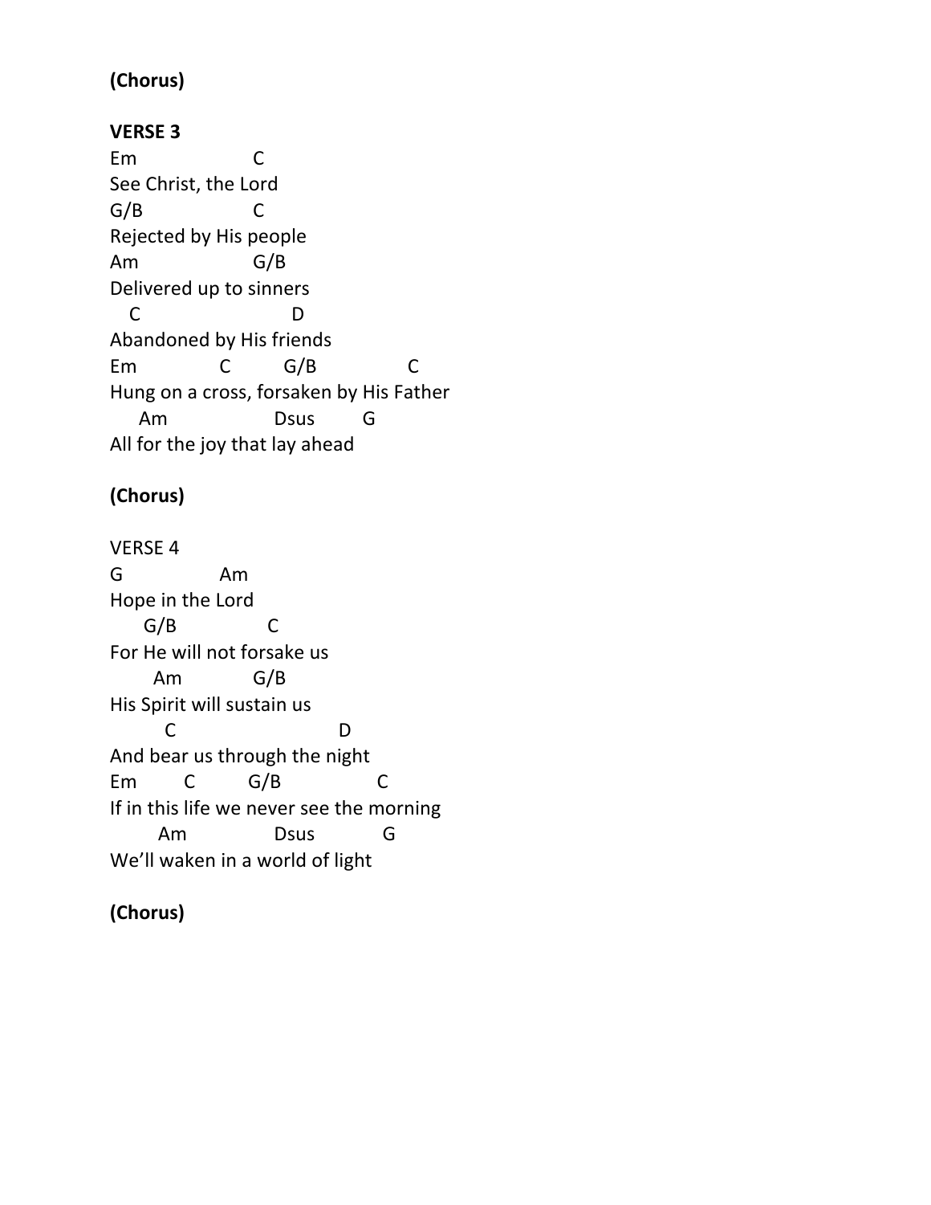**(Chorus)**

**VERSE 3**

```
Em                C
See Christ, the Lord
G/B               C
Rejected by His people
Am                G/B
Delivered up to sinners
   C                       D
Abandoned by His friends
Em             C         G/B              C
Hung on a cross, forsaken by His Father
     Am                  Dsus        G
All for the joy that lay ahead
```

**(Chorus)**

VERSE 4

```
G                Am
Hope in the Lord
     G/B              C
For He will not forsake us
       Am           G/B
His Spirit will sustain us
         C                         D
And bear us through the night
Em        C         G/B               C
If in this life we never see the morning
        Am               Dsus           G
We'll waken in a world of light
```

**(Chorus)**